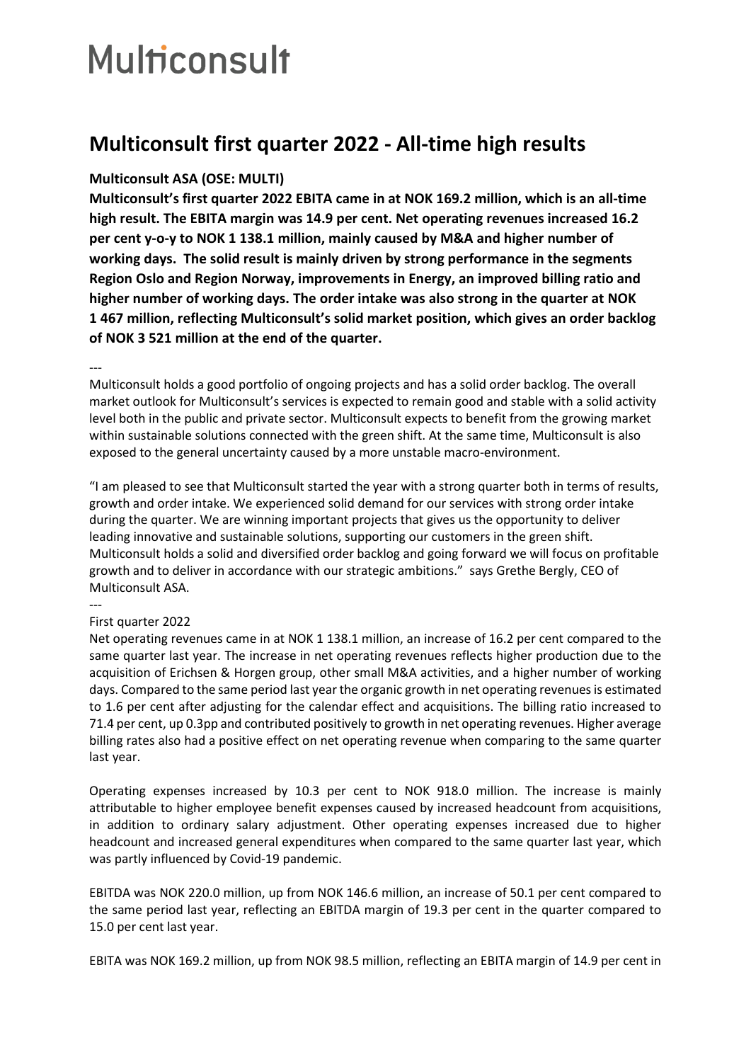# Multiconsult

## Multiconsult first quarter 2022 - All-time high results

**Multiconsult ASA (OSE: MULTI)**

**Multiconsult's first quarter 2022 EBITA came in at NOK 169.2 million, which is an all-time high result. The EBITA margin was 14.9 per cent. Net operating revenues increased 16.2 per cent y-o-y to NOK 1 138.1 million, mainly caused by M&A and higher number of working days. The solid result is mainly driven by strong performance in the segments Region Oslo and Region Norway, improvements in Energy, an improved billing ratio and higher number of working days. The order intake was also strong in the quarter at NOK 1 467 million, reflecting Multiconsult's solid market position, which gives an order backlog of NOK 3 521 million at the end of the quarter.**

---

Multiconsult holds a good portfolio of ongoing projects and has a solid order backlog. The overall market outlook for Multiconsult's services is expected to remain good and stable with a solid activity level both in the public and private sector. Multiconsult expects to benefit from the growing market within sustainable solutions connected with the green shift. At the same time, Multiconsult is also exposed to the general uncertainty caused by a more unstable macro-environment.

"I am pleased to see that Multiconsult started the year with a strong quarter both in terms of results, growth and order intake. We experienced solid demand for our services with strong order intake during the quarter. We are winning important projects that gives us the opportunity to deliver leading innovative and sustainable solutions, supporting our customers in the green shift. Multiconsult holds a solid and diversified order backlog and going forward we will focus on profitable growth and to deliver in accordance with our strategic ambitions." says Grethe Bergly, CEO of Multiconsult ASA.

---

First quarter 2022

Net operating revenues came in at NOK 1 138.1 million, an increase of 16.2 per cent compared to the same quarter last year. The increase in net operating revenues reflects higher production due to the acquisition of Erichsen & Horgen group, other small M&A activities, and a higher number of working days. Compared to the same period last year the organic growth in net operating revenues is estimated to 1.6 per cent after adjusting for the calendar effect and acquisitions. The billing ratio increased to 71.4 per cent, up 0.3pp and contributed positively to growth in net operating revenues. Higher average billing rates also had a positive effect on net operating revenue when comparing to the same quarter last year.

Operating expenses increased by 10.3 per cent to NOK 918.0 million. The increase is mainly attributable to higher employee benefit expenses caused by increased headcount from acquisitions, in addition to ordinary salary adjustment. Other operating expenses increased due to higher headcount and increased general expenditures when compared to the same quarter last year, which was partly influenced by Covid-19 pandemic.

EBITDA was NOK 220.0 million, up from NOK 146.6 million, an increase of 50.1 per cent compared to the same period last year, reflecting an EBITDA margin of 19.3 per cent in the quarter compared to 15.0 per cent last year.

EBITA was NOK 169.2 million, up from NOK 98.5 million, reflecting an EBITA margin of 14.9 per cent in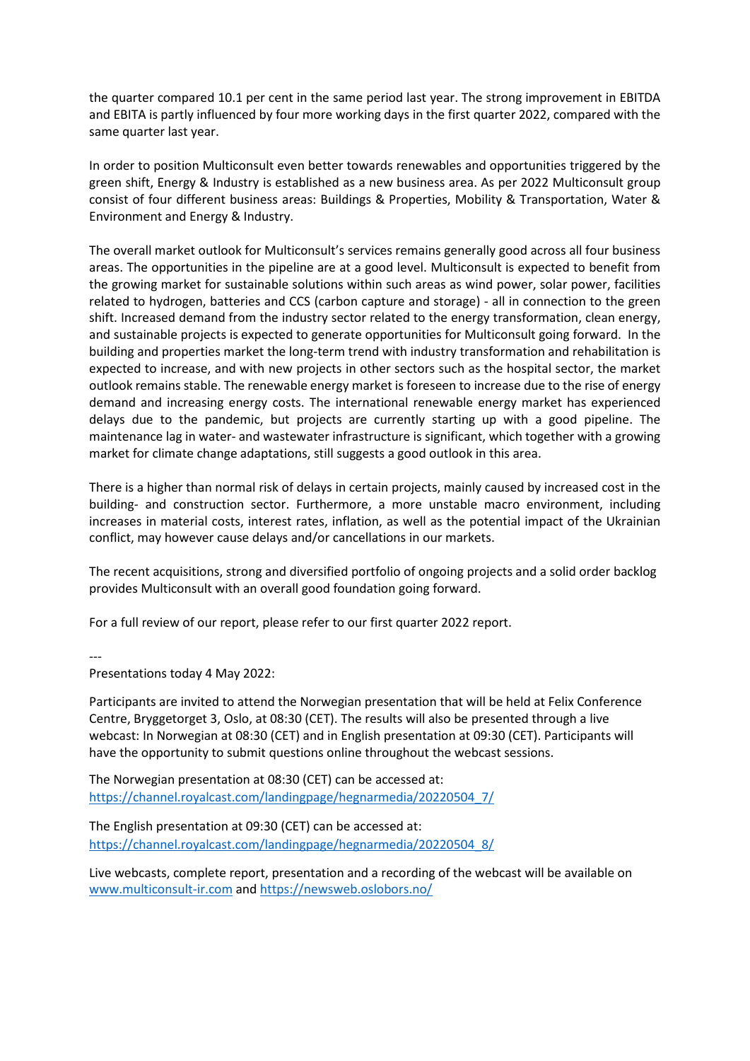the quarter compared 10.1 per cent in the same period last year. The strong improvement in EBITDA and EBITA is partly influenced by four more working days in the first quarter 2022, compared with the same quarter last year.

In order to position Multiconsult even better towards renewables and opportunities triggered by the green shift, Energy & Industry is established as a new business area. As per 2022 Multiconsult group consist of four different business areas: Buildings & Properties, Mobility & Transportation, Water & Environment and Energy & Industry.

The overall market outlook for Multiconsult's services remains generally good across all four business areas. The opportunities in the pipeline are at a good level. Multiconsult is expected to benefit from the growing market for sustainable solutions within such areas as wind power, solar power, facilities related to hydrogen, batteries and CCS (carbon capture and storage) - all in connection to the green shift. Increased demand from the industry sector related to the energy transformation, clean energy, and sustainable projects is expected to generate opportunities for Multiconsult going forward. In the building and properties market the long-term trend with industry transformation and rehabilitation is expected to increase, and with new projects in other sectors such as the hospital sector, the market outlook remains stable. The renewable energy market is foreseen to increase due to the rise of energy demand and increasing energy costs. The international renewable energy market has experienced delays due to the pandemic, but projects are currently starting up with a good pipeline. The maintenance lag in water- and wastewater infrastructure is significant, which together with a growing market for climate change adaptations, still suggests a good outlook in this area.

There is a higher than normal risk of delays in certain projects, mainly caused by increased cost in the building- and construction sector. Furthermore, a more unstable macro environment, including increases in material costs, interest rates, inflation, as well as the potential impact of the Ukrainian conflict, may however cause delays and/or cancellations in our markets.

The recent acquisitions, strong and diversified portfolio of ongoing projects and a solid order backlog provides Multiconsult with an overall good foundation going forward.

For a full review of our report, please refer to our first quarter 2022 report.

---

Presentations today 4 May 2022:

Participants are invited to attend the Norwegian presentation that will be held at Felix Conference Centre, Bryggetorget 3, Oslo, at 08:30 (CET). The results will also be presented through a live webcast: In Norwegian at 08:30 (CET) and in English presentation at 09:30 (CET). Participants will have the opportunity to submit questions online throughout the webcast sessions.

The Norwegian presentation at 08:30 (CET) can be accessed at:
https://channel.royalcast.com/landingpage/hegnarmedia/20220504_7/

The English presentation at 09:30 (CET) can be accessed at:
https://channel.royalcast.com/landingpage/hegnarmedia/20220504_8/

Live webcasts, complete report, presentation and a recording of the webcast will be available on www.multiconsult-ir.com and https://newsweb.oslobors.no/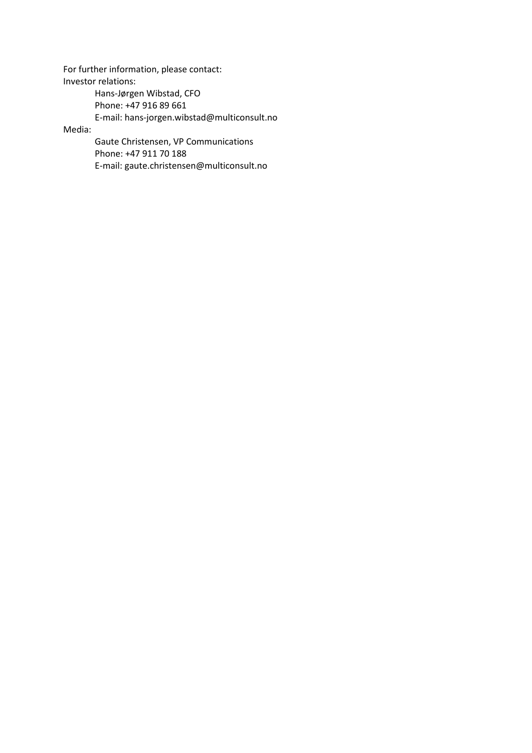For further information, please contact:

Investor relations:

Hans-Jørgen Wibstad, CFO
Phone: +47 916 89 661
E-mail: hans-jorgen.wibstad@multiconsult.no

Media:

Gaute Christensen, VP Communications
Phone: +47 911 70 188
E-mail: gaute.christensen@multiconsult.no